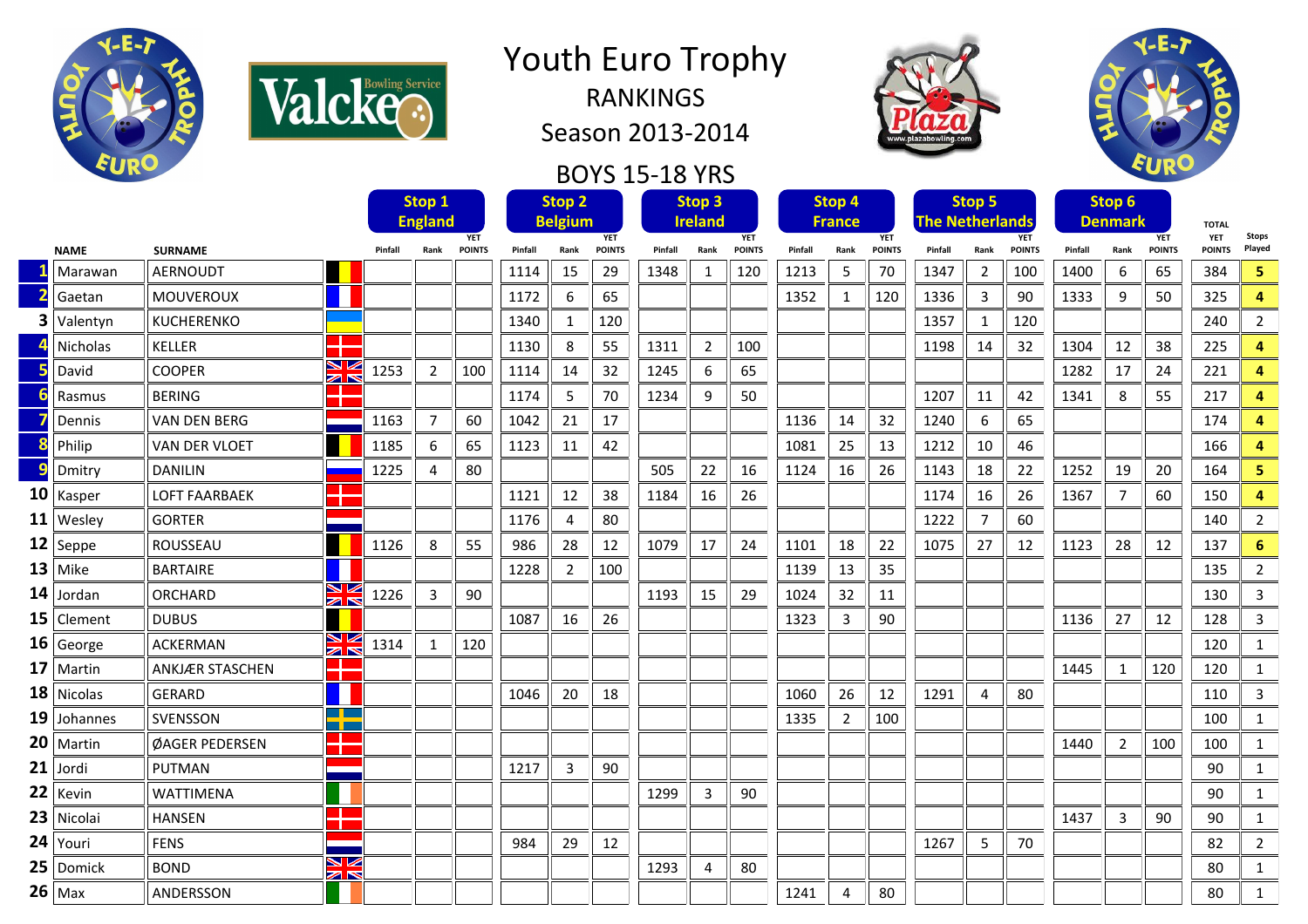# Youth Euro Trophy

## RANKINGS

## Season 2013-2014

## BOYS 15-18 YRS

| | NAME | SURNAME | Stop 1 England Pinfall | Rank | YET POINTS | Stop 2 Belgium Pinfall | Rank | YET POINTS | Stop 3 Ireland Pinfall | Rank | YET POINTS | Stop 4 France Pinfall | Rank | YET POINTS | Stop 5 The Netherlands Pinfall | Rank | YET POINTS | Stop 6 Denmark Pinfall | Rank | YET POINTS | TOTAL YET POINTS | Stops Played |
|---|---|---|---|---|---|---|---|---|---|---|---|---|---|---|---|---|---|---|---|---|---|---|
| 1 | Marawan | AERNOUDT | | | | 1114 | 15 | 29 | 1348 | 1 | 120 | 1213 | 5 | 70 | 1347 | 2 | 100 | 1400 | 6 | 65 | 384 | 5 |
| 2 | Gaetan | MOUVEROUX | | | | 1172 | 6 | 65 | | | | 1352 | 1 | 120 | 1336 | 3 | 90 | 1333 | 9 | 50 | 325 | 4 |
| 3 | Valentyn | KUCHERENKO | | | | 1340 | 1 | 120 | | | | | | | 1357 | 1 | 120 | | | | 240 | 2 |
| 4 | Nicholas | KELLER | | | | 1130 | 8 | 55 | 1311 | 2 | 100 | | | | 1198 | 14 | 32 | 1304 | 12 | 38 | 225 | 4 |
| 5 | David | COOPER | 1253 | 2 | 100 | 1114 | 14 | 32 | 1245 | 6 | 65 | | | | | | | 1282 | 17 | 24 | 221 | 4 |
| 6 | Rasmus | BERING | | | | 1174 | 5 | 70 | 1234 | 9 | 50 | | | | 1207 | 11 | 42 | 1341 | 8 | 55 | 217 | 4 |
| 7 | Dennis | VAN DEN BERG | 1163 | 7 | 60 | 1042 | 21 | 17 | | | | 1136 | 14 | 32 | 1240 | 6 | 65 | | | | 174 | 4 |
| 8 | Philip | VAN DER VLOET | 1185 | 6 | 65 | 1123 | 11 | 42 | | | | 1081 | 25 | 13 | 1212 | 10 | 46 | | | | 166 | 4 |
| 9 | Dmitry | DANILIN | 1225 | 4 | 80 | | | | 505 | 22 | 16 | 1124 | 16 | 26 | 1143 | 18 | 22 | 1252 | 19 | 20 | 164 | 5 |
| 10 | Kasper | LOFT FAARBAEK | | | | 1121 | 12 | 38 | 1184 | 16 | 26 | | | | 1174 | 16 | 26 | 1367 | 7 | 60 | 150 | 4 |
| 11 | Wesley | GORTER | | | | 1176 | 4 | 80 | | | | | | | 1222 | 7 | 60 | | | | 140 | 2 |
| 12 | Seppe | ROUSSEAU | 1126 | 8 | 55 | 986 | 28 | 12 | 1079 | 17 | 24 | 1101 | 18 | 22 | 1075 | 27 | 12 | 1123 | 28 | 12 | 137 | 6 |
| 13 | Mike | BARTAIRE | | | | 1228 | 2 | 100 | | | | 1139 | 13 | 35 | | | | | | | 135 | 2 |
| 14 | Jordan | ORCHARD | 1226 | 3 | 90 | | | | 1193 | 15 | 29 | 1024 | 32 | 11 | | | | | | | 130 | 3 |
| 15 | Clement | DUBUS | | | | 1087 | 16 | 26 | | | | 1323 | 3 | 90 | | | | 1136 | 27 | 12 | 128 | 3 |
| 16 | George | ACKERMAN | 1314 | 1 | 120 | | | | | | | | | | | | | | | | 120 | 1 |
| 17 | Martin | ANKJÆR STASCHEN | | | | | | | | | | | | | | | | 1445 | 1 | 120 | 120 | 1 |
| 18 | Nicolas | GERARD | | | | 1046 | 20 | 18 | | | | 1060 | 26 | 12 | 1291 | 4 | 80 | | | | 110 | 3 |
| 19 | Johannes | SVENSSON | | | | | | | | | | 1335 | 2 | 100 | | | | | | | 100 | 1 |
| 20 | Martin | ØAGER PEDERSEN | | | | | | | | | | | | | | | | 1440 | 2 | 100 | 100 | 1 |
| 21 | Jordi | PUTMAN | | | | 1217 | 3 | 90 | | | | | | | | | | | | | 90 | 1 |
| 22 | Kevin | WATTIMENA | | | | | | | 1299 | 3 | 90 | | | | | | | | | | 90 | 1 |
| 23 | Nicolai | HANSEN | | | | | | | | | | | | | | | | 1437 | 3 | 90 | 90 | 1 |
| 24 | Youri | FENS | | | | 984 | 29 | 12 | | | | | | | 1267 | 5 | 70 | | | | 82 | 2 |
| 25 | Domick | BOND | | | | | | | 1293 | 4 | 80 | | | | | | | | | | 80 | 1 |
| 26 | Max | ANDERSSON | | | | | | | | | | 1241 | 4 | 80 | | | | | | | 80 | 1 |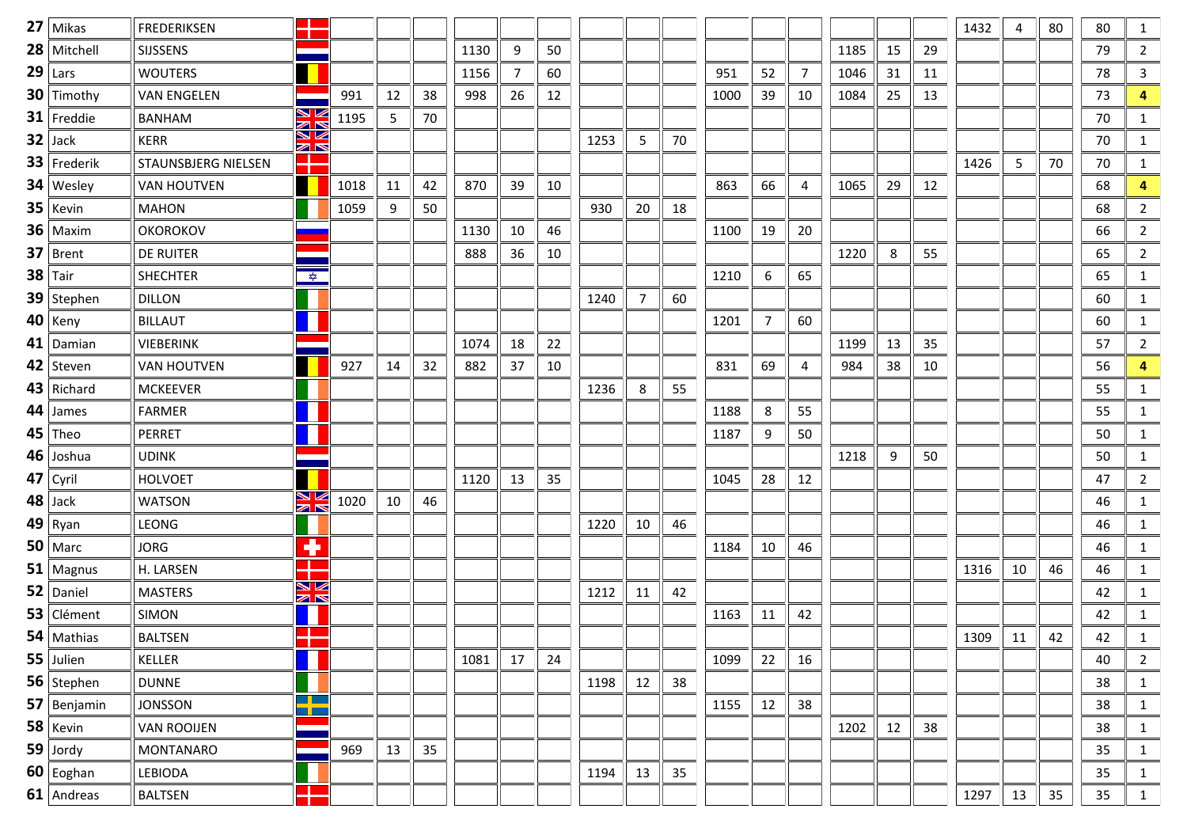| | | | | | | | | | | | | | | | | | | | | | | | |
|---|---|---|---|---|---|---|---|---|---|---|---|---|---|---|---|---|---|---|---|---|---|---|---|
| 27 | Mikas | FREDERIKSEN | | | | | | | | | | | | | | | | | 1432 | 4 | 80 | 80 | 1 |
| 28 | Mitchell | SIJSSENS | | | | | 1130 | 9 | 50 | | | | | | | 1185 | 15 | 29 | | | | 79 | 2 |
| 29 | Lars | WOUTERS | | | | | 1156 | 7 | 60 | | | | 951 | 52 | 7 | 1046 | 31 | 11 | | | | 78 | 3 |
| 30 | Timothy | VAN ENGELEN | | 991 | 12 | 38 | 998 | 26 | 12 | | | | 1000 | 39 | 10 | 1084 | 25 | 13 | | | | 73 | **4** |
| 31 | Freddie | BANHAM | | 1195 | 5 | 70 | | | | | | | | | | | | | | | | 70 | 1 |
| 32 | Jack | KERR | | | | | | | | 1253 | 5 | 70 | | | | | | | | | | 70 | 1 |
| 33 | Frederik | STAUNSBJERG NIELSEN | | | | | | | | | | | | | | | | | 1426 | 5 | 70 | 70 | 1 |
| 34 | Wesley | VAN HOUTVEN | | 1018 | 11 | 42 | 870 | 39 | 10 | | | | 863 | 66 | 4 | 1065 | 29 | 12 | | | | 68 | **4** |
| 35 | Kevin | MAHON | | 1059 | 9 | 50 | | | | 930 | 20 | 18 | | | | | | | | | | 68 | 2 |
| 36 | Maxim | OKOROKOV | | | | | 1130 | 10 | 46 | | | | 1100 | 19 | 20 | | | | | | | 66 | 2 |
| 37 | Brent | DE RUITER | | | | | 888 | 36 | 10 | | | | | | | 1220 | 8 | 55 | | | | 65 | 2 |
| 38 | Tair | SHECHTER | | | | | | | | | | | 1210 | 6 | 65 | | | | | | | 65 | 1 |
| 39 | Stephen | DILLON | | | | | | | | 1240 | 7 | 60 | | | | | | | | | | 60 | 1 |
| 40 | Keny | BILLAUT | | | | | | | | | | | 1201 | 7 | 60 | | | | | | | 60 | 1 |
| 41 | Damian | VIEBERINK | | | | | 1074 | 18 | 22 | | | | | | | 1199 | 13 | 35 | | | | 57 | 2 |
| 42 | Steven | VAN HOUTVEN | | 927 | 14 | 32 | 882 | 37 | 10 | | | | 831 | 69 | 4 | 984 | 38 | 10 | | | | 56 | **4** |
| 43 | Richard | MCKEEVER | | | | | | | | 1236 | 8 | 55 | | | | | | | | | | 55 | 1 |
| 44 | James | FARMER | | | | | | | | | | | 1188 | 8 | 55 | | | | | | | 55 | 1 |
| 45 | Theo | PERRET | | | | | | | | | | | 1187 | 9 | 50 | | | | | | | 50 | 1 |
| 46 | Joshua | UDINK | | | | | | | | | | | | | | 1218 | 9 | 50 | | | | 50 | 1 |
| 47 | Cyril | HOLVOET | | | | | 1120 | 13 | 35 | | | | 1045 | 28 | 12 | | | | | | | 47 | 2 |
| 48 | Jack | WATSON | | 1020 | 10 | 46 | | | | | | | | | | | | | | | | 46 | 1 |
| 49 | Ryan | LEONG | | | | | | | | 1220 | 10 | 46 | | | | | | | | | | 46 | 1 |
| 50 | Marc | JORG | | | | | | | | | | | 1184 | 10 | 46 | | | | | | | 46 | 1 |
| 51 | Magnus | H. LARSEN | | | | | | | | | | | | | | | | | 1316 | 10 | 46 | 46 | 1 |
| 52 | Daniel | MASTERS | | | | | | | | 1212 | 11 | 42 | | | | | | | | | | 42 | 1 |
| 53 | Clément | SIMON | | | | | | | | | | | 1163 | 11 | 42 | | | | | | | 42 | 1 |
| 54 | Mathias | BALTSEN | | | | | | | | | | | | | | | | | 1309 | 11 | 42 | 42 | 1 |
| 55 | Julien | KELLER | | | | | 1081 | 17 | 24 | | | | 1099 | 22 | 16 | | | | | | | 40 | 2 |
| 56 | Stephen | DUNNE | | | | | | | | 1198 | 12 | 38 | | | | | | | | | | 38 | 1 |
| 57 | Benjamin | JONSSON | | | | | | | | | | | 1155 | 12 | 38 | | | | | | | 38 | 1 |
| 58 | Kevin | VAN ROOIJEN | | | | | | | | | | | | | | 1202 | 12 | 38 | | | | 38 | 1 |
| 59 | Jordy | MONTANARO | | 969 | 13 | 35 | | | | | | | | | | | | | | | | 35 | 1 |
| 60 | Eoghan | LEBIODA | | | | | | | | 1194 | 13 | 35 | | | | | | | | | | 35 | 1 |
| 61 | Andreas | BALTSEN | | | | | | | | | | | | | | | | | 1297 | 13 | 35 | 35 | 1 |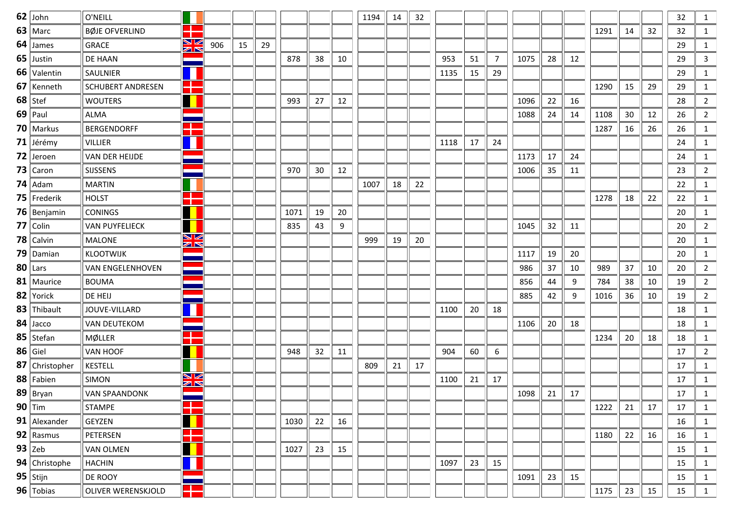| | | | | | | | | | | | | | | | | | | | | | | | |
|---|---|---|---|---|---|---|---|---|---|---|---|---|---|---|---|---|---|---|---|---|---|---|---|
| **62** | John | O'NEILL | | | | | | | | 1194 | 14 | 32 | | | | | | | | | | 32 | 1 |
| **63** | Marc | BØJE OFVERLIND | | | | | | | | | | | | | | | | | 1291 | 14 | 32 | 32 | 1 |
| **64** | James | GRACE | | 906 | 15 | 29 | | | | | | | | | | | | | | | | 29 | 1 |
| **65** | Justin | DE HAAN | | | | | 878 | 38 | 10 | | | | 953 | 51 | 7 | 1075 | 28 | 12 | | | | 29 | 3 |
| **66** | Valentin | SAULNIER | | | | | | | | | | | 1135 | 15 | 29 | | | | | | | 29 | 1 |
| **67** | Kenneth | SCHUBERT ANDRESEN | | | | | | | | | | | | | | | | | 1290 | 15 | 29 | 29 | 1 |
| **68** | Stef | WOUTERS | | | | | 993 | 27 | 12 | | | | | | | 1096 | 22 | 16 | | | | 28 | 2 |
| **69** | Paul | ALMA | | | | | | | | | | | | | | 1088 | 24 | 14 | 1108 | 30 | 12 | 26 | 2 |
| **70** | Markus | BERGENDORFF | | | | | | | | | | | | | | | | | 1287 | 16 | 26 | 26 | 1 |
| **71** | Jérémy | VILLIER | | | | | | | | | | | 1118 | 17 | 24 | | | | | | | 24 | 1 |
| **72** | Jeroen | VAN DER HEIJDE | | | | | | | | | | | | | | 1173 | 17 | 24 | | | | 24 | 1 |
| **73** | Caron | SIJSSENS | | | | | 970 | 30 | 12 | | | | | | | 1006 | 35 | 11 | | | | 23 | 2 |
| **74** | Adam | MARTIN | | | | | | | | 1007 | 18 | 22 | | | | | | | | | | 22 | 1 |
| **75** | Frederik | HOLST | | | | | | | | | | | | | | | | | 1278 | 18 | 22 | 22 | 1 |
| **76** | Benjamin | CONINGS | | | | | 1071 | 19 | 20 | | | | | | | | | | | | | 20 | 1 |
| **77** | Colin | VAN PUYFELIECK | | | | | 835 | 43 | 9 | | | | | | | 1045 | 32 | 11 | | | | 20 | 2 |
| **78** | Calvin | MALONE | | | | | | | | 999 | 19 | 20 | | | | | | | | | | 20 | 1 |
| **79** | Damian | KLOOTWIJK | | | | | | | | | | | | | | 1117 | 19 | 20 | | | | 20 | 1 |
| **80** | Lars | VAN ENGELENHOVEN | | | | | | | | | | | | | | 986 | 37 | 10 | 989 | 37 | 10 | 20 | 2 |
| **81** | Maurice | BOUMA | | | | | | | | | | | | | | 856 | 44 | 9 | 784 | 38 | 10 | 19 | 2 |
| **82** | Yorick | DE HEIJ | | | | | | | | | | | | | | 885 | 42 | 9 | 1016 | 36 | 10 | 19 | 2 |
| **83** | Thibault | JOUVE-VILLARD | | | | | | | | | | | 1100 | 20 | 18 | | | | | | | 18 | 1 |
| **84** | Jacco | VAN DEUTEKOM | | | | | | | | | | | | | | 1106 | 20 | 18 | | | | 18 | 1 |
| **85** | Stefan | MØLLER | | | | | | | | | | | | | | | | | 1234 | 20 | 18 | 18 | 1 |
| **86** | Giel | VAN HOOF | | | | | 948 | 32 | 11 | | | | 904 | 60 | 6 | | | | | | | 17 | 2 |
| **87** | Christopher | KESTELL | | | | | | | | 809 | 21 | 17 | | | | | | | | | | 17 | 1 |
| **88** | Fabien | SIMON | | | | | | | | | | | 1100 | 21 | 17 | | | | | | | 17 | 1 |
| **89** | Bryan | VAN SPAANDONK | | | | | | | | | | | | | | 1098 | 21 | 17 | | | | 17 | 1 |
| **90** | Tim | STAMPE | | | | | | | | | | | | | | | | | 1222 | 21 | 17 | 17 | 1 |
| **91** | Alexander | GEYZEN | | | | | 1030 | 22 | 16 | | | | | | | | | | | | | 16 | 1 |
| **92** | Rasmus | PETERSEN | | | | | | | | | | | | | | | | | 1180 | 22 | 16 | 16 | 1 |
| **93** | Zeb | VAN OLMEN | | | | | 1027 | 23 | 15 | | | | | | | | | | | | | 15 | 1 |
| **94** | Christophe | HACHIN | | | | | | | | | | | 1097 | 23 | 15 | | | | | | | 15 | 1 |
| **95** | Stijn | DE ROOY | | | | | | | | | | | | | | 1091 | 23 | 15 | | | | 15 | 1 |
| **96** | Tobias | OLIVER WERENSKJOLD | | | | | | | | | | | | | | | | | 1175 | 23 | 15 | 15 | 1 |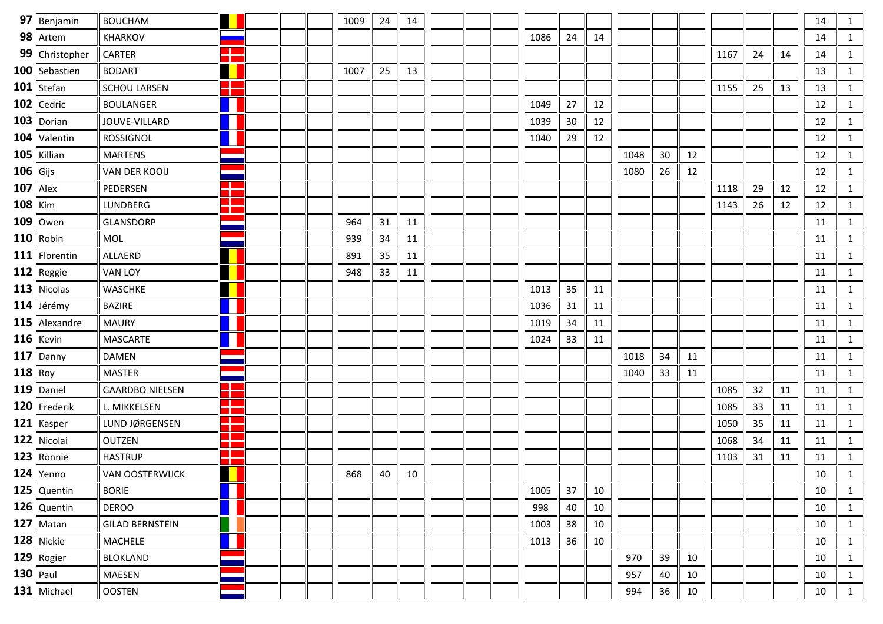| | | | | | | | | | | | | | | | | | | | | | | | |
|---|---|---|---|---|---|---|---|---|---|---|---|---|---|---|---|---|---|---|---|---|---|---|---|
| **97** | Benjamin | BOUCHAM | | | | | 1009 | 24 | 14 | | | | | | | | | | | | | 14 | 1 |
| **98** | Artem | KHARKOV | | | | | | | | | | | 1086 | 24 | 14 | | | | | | | 14 | 1 |
| **99** | Christopher | CARTER | | | | | | | | | | | | | | | | | 1167 | 24 | 14 | 14 | 1 |
| **100** | Sebastien | BODART | | | | | 1007 | 25 | 13 | | | | | | | | | | | | | 13 | 1 |
| **101** | Stefan | SCHOU LARSEN | | | | | | | | | | | | | | | | | 1155 | 25 | 13 | 13 | 1 |
| **102** | Cedric | BOULANGER | | | | | | | | | | | 1049 | 27 | 12 | | | | | | | 12 | 1 |
| **103** | Dorian | JOUVE-VILLARD | | | | | | | | | | | 1039 | 30 | 12 | | | | | | | 12 | 1 |
| **104** | Valentin | ROSSIGNOL | | | | | | | | | | | 1040 | 29 | 12 | | | | | | | 12 | 1 |
| **105** | Killian | MARTENS | | | | | | | | | | | | | | 1048 | 30 | 12 | | | | 12 | 1 |
| **106** | Gijs | VAN DER KOOIJ | | | | | | | | | | | | | | 1080 | 26 | 12 | | | | 12 | 1 |
| **107** | Alex | PEDERSEN | | | | | | | | | | | | | | | | | 1118 | 29 | 12 | 12 | 1 |
| **108** | Kim | LUNDBERG | | | | | | | | | | | | | | | | | 1143 | 26 | 12 | 12 | 1 |
| **109** | Owen | GLANSDORP | | | | | 964 | 31 | 11 | | | | | | | | | | | | | 11 | 1 |
| **110** | Robin | MOL | | | | | 939 | 34 | 11 | | | | | | | | | | | | | 11 | 1 |
| **111** | Florentin | ALLAERD | | | | | 891 | 35 | 11 | | | | | | | | | | | | | 11 | 1 |
| **112** | Reggie | VAN LOY | | | | | 948 | 33 | 11 | | | | | | | | | | | | | 11 | 1 |
| **113** | Nicolas | WASCHKE | | | | | | | | | | | 1013 | 35 | 11 | | | | | | | 11 | 1 |
| **114** | Jérémy | BAZIRE | | | | | | | | | | | 1036 | 31 | 11 | | | | | | | 11 | 1 |
| **115** | Alexandre | MAURY | | | | | | | | | | | 1019 | 34 | 11 | | | | | | | 11 | 1 |
| **116** | Kevin | MASCARTE | | | | | | | | | | | 1024 | 33 | 11 | | | | | | | 11 | 1 |
| **117** | Danny | DAMEN | | | | | | | | | | | | | | 1018 | 34 | 11 | | | | 11 | 1 |
| **118** | Roy | MASTER | | | | | | | | | | | | | | 1040 | 33 | 11 | | | | 11 | 1 |
| **119** | Daniel | GAARDBO NIELSEN | | | | | | | | | | | | | | | | | 1085 | 32 | 11 | 11 | 1 |
| **120** | Frederik | L. MIKKELSEN | | | | | | | | | | | | | | | | | 1085 | 33 | 11 | 11 | 1 |
| **121** | Kasper | LUND JØRGENSEN | | | | | | | | | | | | | | | | | 1050 | 35 | 11 | 11 | 1 |
| **122** | Nicolai | OUTZEN | | | | | | | | | | | | | | | | | 1068 | 34 | 11 | 11 | 1 |
| **123** | Ronnie | HASTRUP | | | | | | | | | | | | | | | | | 1103 | 31 | 11 | 11 | 1 |
| **124** | Yenno | VAN OOSTERWIJCK | | | | | 868 | 40 | 10 | | | | | | | | | | | | | 10 | 1 |
| **125** | Quentin | BORIE | | | | | | | | | | | 1005 | 37 | 10 | | | | | | | 10 | 1 |
| **126** | Quentin | DEROO | | | | | | | | | | | 998 | 40 | 10 | | | | | | | 10 | 1 |
| **127** | Matan | GILAD BERNSTEIN | | | | | | | | | | | 1003 | 38 | 10 | | | | | | | 10 | 1 |
| **128** | Nickie | MACHELE | | | | | | | | | | | 1013 | 36 | 10 | | | | | | | 10 | 1 |
| **129** | Rogier | BLOKLAND | | | | | | | | | | | | | | 970 | 39 | 10 | | | | 10 | 1 |
| **130** | Paul | MAESEN | | | | | | | | | | | | | | 957 | 40 | 10 | | | | 10 | 1 |
| **131** | Michael | OOSTEN | | | | | | | | | | | | | | 994 | 36 | 10 | | | | 10 | 1 |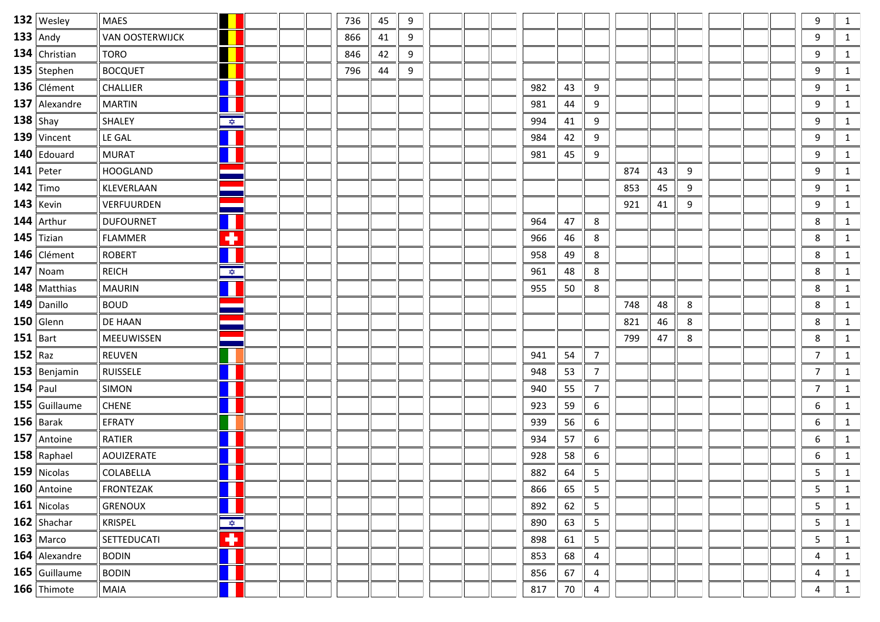| | | | | | | | | | | | | | | | | | | | | | | | |
|---|---|---|---|---|---|---|---|---|---|---|---|---|---|---|---|---|---|---|---|---|---|---|---|
| **132** | Wesley | MAES | | | | | 736 | 45 | 9 | | | | | | | | | | | | | 9 | 1 |
| **133** | Andy | VAN OOSTERWIJCK | | | | | 866 | 41 | 9 | | | | | | | | | | | | | 9 | 1 |
| **134** | Christian | TORO | | | | | 846 | 42 | 9 | | | | | | | | | | | | | 9 | 1 |
| **135** | Stephen | BOCQUET | | | | | 796 | 44 | 9 | | | | | | | | | | | | | 9 | 1 |
| **136** | Clément | CHALLIER | | | | | | | | | | | 982 | 43 | 9 | | | | | | | 9 | 1 |
| **137** | Alexandre | MARTIN | | | | | | | | | | | 981 | 44 | 9 | | | | | | | 9 | 1 |
| **138** | Shay | SHALEY | | | | | | | | | | | 994 | 41 | 9 | | | | | | | 9 | 1 |
| **139** | Vincent | LE GAL | | | | | | | | | | | 984 | 42 | 9 | | | | | | | 9 | 1 |
| **140** | Edouard | MURAT | | | | | | | | | | | 981 | 45 | 9 | | | | | | | 9 | 1 |
| **141** | Peter | HOOGLAND | | | | | | | | | | | | | | 874 | 43 | 9 | | | | 9 | 1 |
| **142** | Timo | KLEVERLAAN | | | | | | | | | | | | | | 853 | 45 | 9 | | | | 9 | 1 |
| **143** | Kevin | VERFUURDEN | | | | | | | | | | | | | | 921 | 41 | 9 | | | | 9 | 1 |
| **144** | Arthur | DUFOURNET | | | | | | | | | | | 964 | 47 | 8 | | | | | | | 8 | 1 |
| **145** | Tizian | FLAMMER | | | | | | | | | | | 966 | 46 | 8 | | | | | | | 8 | 1 |
| **146** | Clément | ROBERT | | | | | | | | | | | 958 | 49 | 8 | | | | | | | 8 | 1 |
| **147** | Noam | REICH | | | | | | | | | | | 961 | 48 | 8 | | | | | | | 8 | 1 |
| **148** | Matthias | MAURIN | | | | | | | | | | | 955 | 50 | 8 | | | | | | | 8 | 1 |
| **149** | Danillo | BOUD | | | | | | | | | | | | | | 748 | 48 | 8 | | | | 8 | 1 |
| **150** | Glenn | DE HAAN | | | | | | | | | | | | | | 821 | 46 | 8 | | | | 8 | 1 |
| **151** | Bart | MEEUWISSEN | | | | | | | | | | | | | | 799 | 47 | 8 | | | | 8 | 1 |
| **152** | Raz | REUVEN | | | | | | | | | | | 941 | 54 | 7 | | | | | | | 7 | 1 |
| **153** | Benjamin | RUISSELE | | | | | | | | | | | 948 | 53 | 7 | | | | | | | 7 | 1 |
| **154** | Paul | SIMON | | | | | | | | | | | 940 | 55 | 7 | | | | | | | 7 | 1 |
| **155** | Guillaume | CHENE | | | | | | | | | | | 923 | 59 | 6 | | | | | | | 6 | 1 |
| **156** | Barak | EFRATY | | | | | | | | | | | 939 | 56 | 6 | | | | | | | 6 | 1 |
| **157** | Antoine | RATIER | | | | | | | | | | | 934 | 57 | 6 | | | | | | | 6 | 1 |
| **158** | Raphael | AOUIZERATE | | | | | | | | | | | 928 | 58 | 6 | | | | | | | 6 | 1 |
| **159** | Nicolas | COLABELLA | | | | | | | | | | | 882 | 64 | 5 | | | | | | | 5 | 1 |
| **160** | Antoine | FRONTEZAK | | | | | | | | | | | 866 | 65 | 5 | | | | | | | 5 | 1 |
| **161** | Nicolas | GRENOUX | | | | | | | | | | | 892 | 62 | 5 | | | | | | | 5 | 1 |
| **162** | Shachar | KRISPEL | | | | | | | | | | | 890 | 63 | 5 | | | | | | | 5 | 1 |
| **163** | Marco | SETTEDUCATI | | | | | | | | | | | 898 | 61 | 5 | | | | | | | 5 | 1 |
| **164** | Alexandre | BODIN | | | | | | | | | | | 853 | 68 | 4 | | | | | | | 4 | 1 |
| **165** | Guillaume | BODIN | | | | | | | | | | | 856 | 67 | 4 | | | | | | | 4 | 1 |
| **166** | Thimote | MAIA | | | | | | | | | | | 817 | 70 | 4 | | | | | | | 4 | 1 |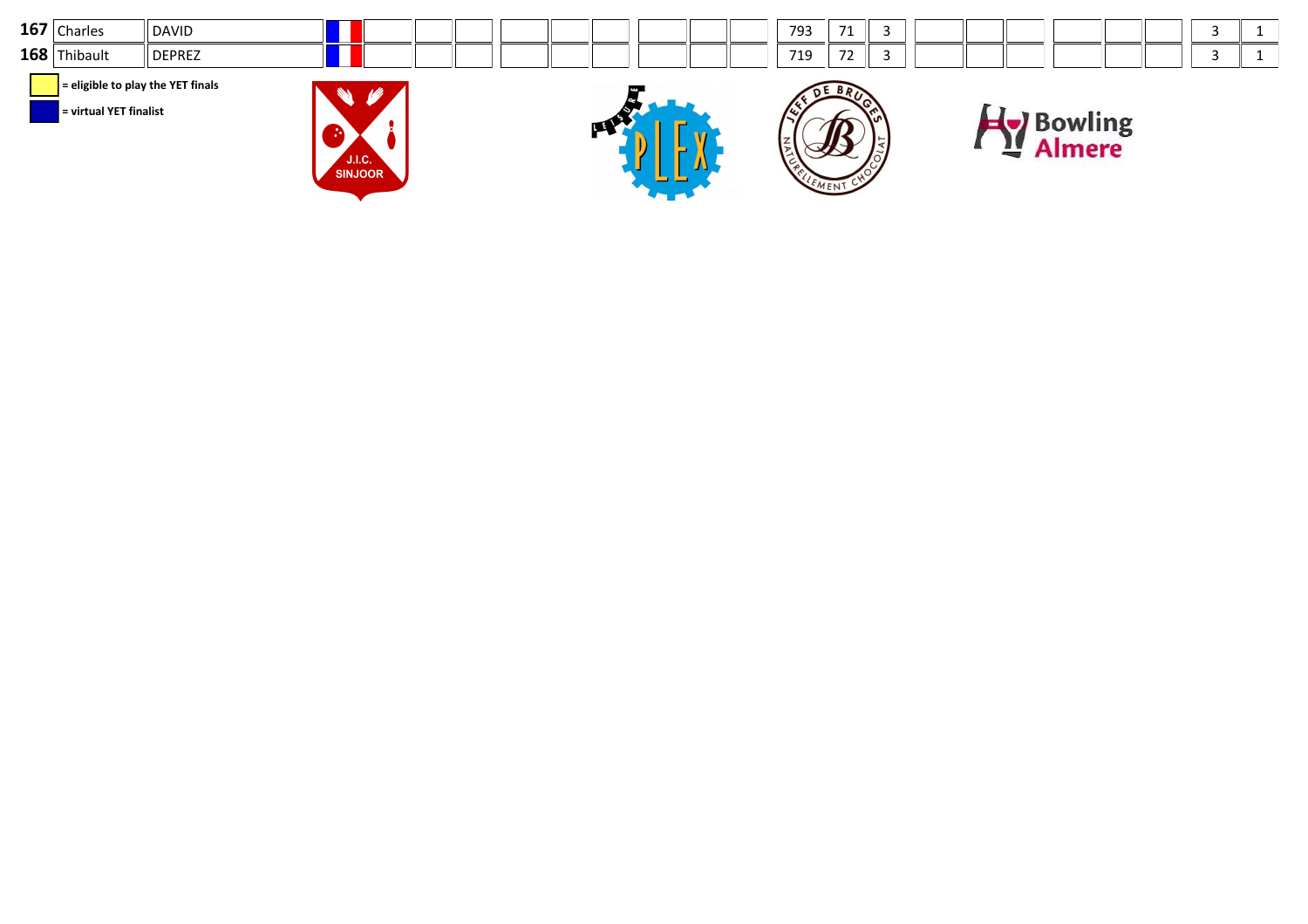| | | | | | | | | | | | | | | | | | | | | | | |
|---|---|---|---|---|---|---|---|---|---|---|---|---|---|---|---|---|---|---|---|---|---|---|
| 167 | Charles | DAVID | | | | | | | | | | | 793 | 71 | 3 | | | | | | | 3 | 1 |
| 168 | Thibault | DEPREZ | | | | | | | | | | | 719 | 72 | 3 | | | | | | | 3 | 1 |

= eligible to play the YET finals

= virtual YET finalist